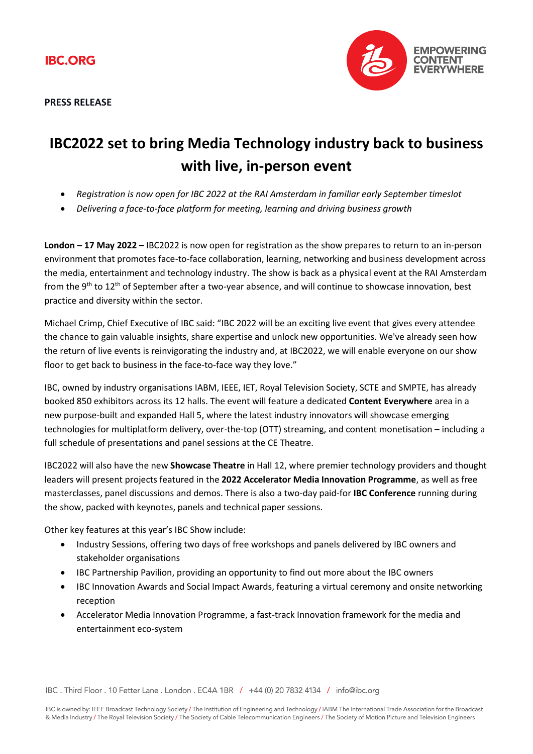IBC.ORG

EMPOWERING CONTENT EVERYWHERE

**PRESS RELEASE**

# IBC2022 set to bring Media Technology industry back to business with live, in-person event

- *Registration is now open for IBC 2022 at the RAI Amsterdam in familiar early September timeslot*
- *Delivering a face-to-face platform for meeting, learning and driving business growth*

**London – 17 May 2022 –** IBC2022 is now open for registration as the show prepares to return to an in-person environment that promotes face-to-face collaboration, learning, networking and business development across the media, entertainment and technology industry. The show is back as a physical event at the RAI Amsterdam from the 9th to 12th of September after a two-year absence, and will continue to showcase innovation, best practice and diversity within the sector.

Michael Crimp, Chief Executive of IBC said: "IBC 2022 will be an exciting live event that gives every attendee the chance to gain valuable insights, share expertise and unlock new opportunities. We've already seen how the return of live events is reinvigorating the industry and, at IBC2022, we will enable everyone on our show floor to get back to business in the face-to-face way they love."

IBC, owned by industry organisations IABM, IEEE, IET, Royal Television Society, SCTE and SMPTE, has already booked 850 exhibitors across its 12 halls. The event will feature a dedicated **Content Everywhere** area in a new purpose-built and expanded Hall 5, where the latest industry innovators will showcase emerging technologies for multiplatform delivery, over-the-top (OTT) streaming, and content monetisation – including a full schedule of presentations and panel sessions at the CE Theatre.

IBC2022 will also have the new **Showcase Theatre** in Hall 12, where premier technology providers and thought leaders will present projects featured in the **2022 Accelerator Media Innovation Programme**, as well as free masterclasses, panel discussions and demos. There is also a two-day paid-for **IBC Conference** running during the show, packed with keynotes, panels and technical paper sessions.

Other key features at this year's IBC Show include:

- Industry Sessions, offering two days of free workshops and panels delivered by IBC owners and stakeholder organisations
- IBC Partnership Pavilion, providing an opportunity to find out more about the IBC owners
- IBC Innovation Awards and Social Impact Awards, featuring a virtual ceremony and onsite networking reception
- Accelerator Media Innovation Programme, a fast-track Innovation framework for the media and entertainment eco-system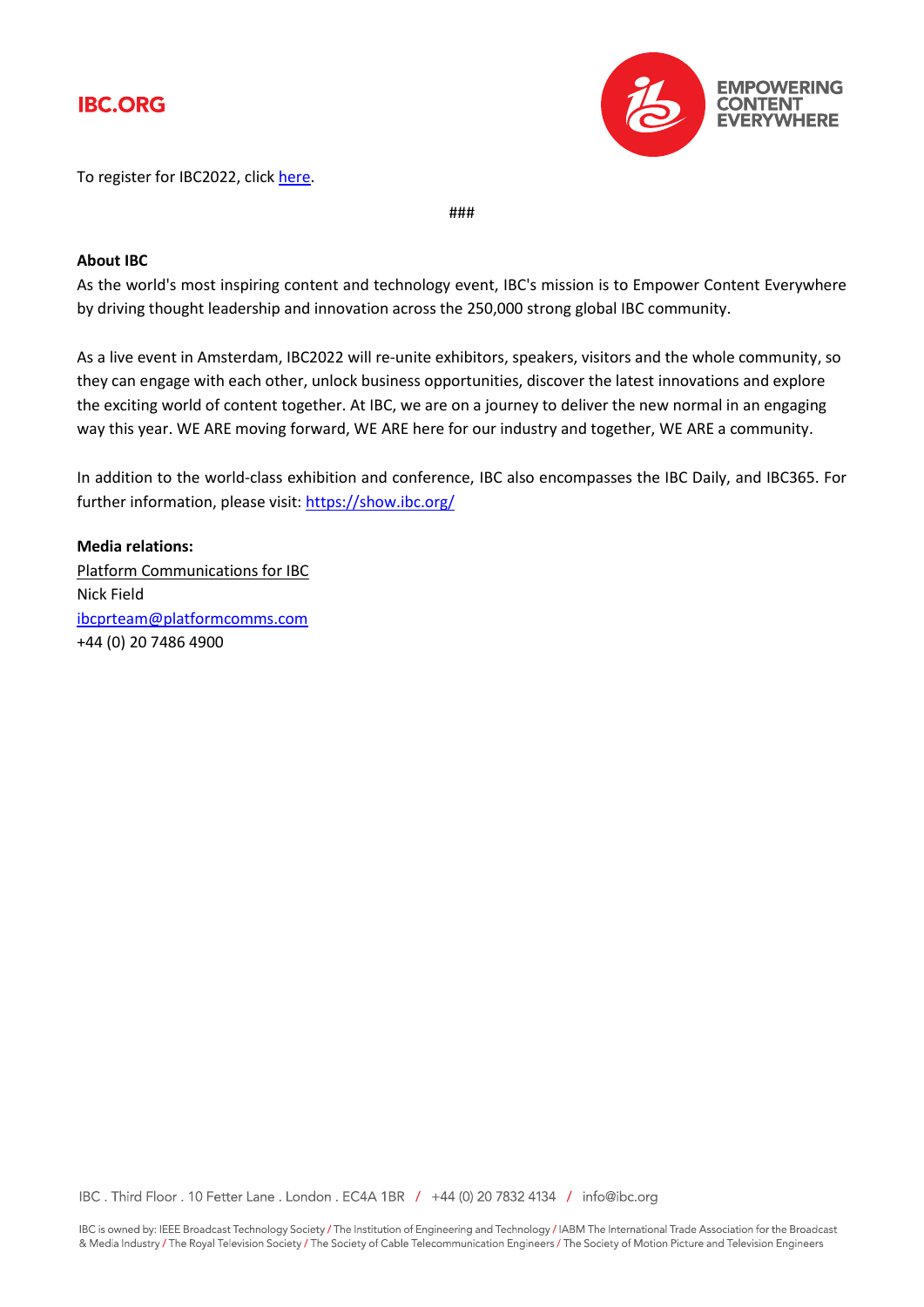To register for IBC2022, click [here](#).

###

**About IBC**

As the world's most inspiring content and technology event, IBC's mission is to Empower Content Everywhere by driving thought leadership and innovation across the 250,000 strong global IBC community.

As a live event in Amsterdam, IBC2022 will re-unite exhibitors, speakers, visitors and the whole community, so they can engage with each other, unlock business opportunities, discover the latest innovations and explore the exciting world of content together. At IBC, we are on a journey to deliver the new normal in an engaging way this year. WE ARE moving forward, WE ARE here for our industry and together, WE ARE a community.

In addition to the world-class exhibition and conference, IBC also encompasses the IBC Daily, and IBC365. For further information, please visit: https://show.ibc.org/

**Media relations:**

Platform Communications for IBC
Nick Field
ibcprteam@platformcomms.com
+44 (0) 20 7486 4900

IBC . Third Floor . 10 Fetter Lane . London . EC4A 1BR / +44 (0) 20 7832 4134 / info@ibc.org

IBC is owned by: IEEE Broadcast Technology Society / The Institution of Engineering and Technology / IABM The International Trade Association for the Broadcast & Media Industry / The Royal Television Society / The Society of Cable Telecommunication Engineers / The Society of Motion Picture and Television Engineers